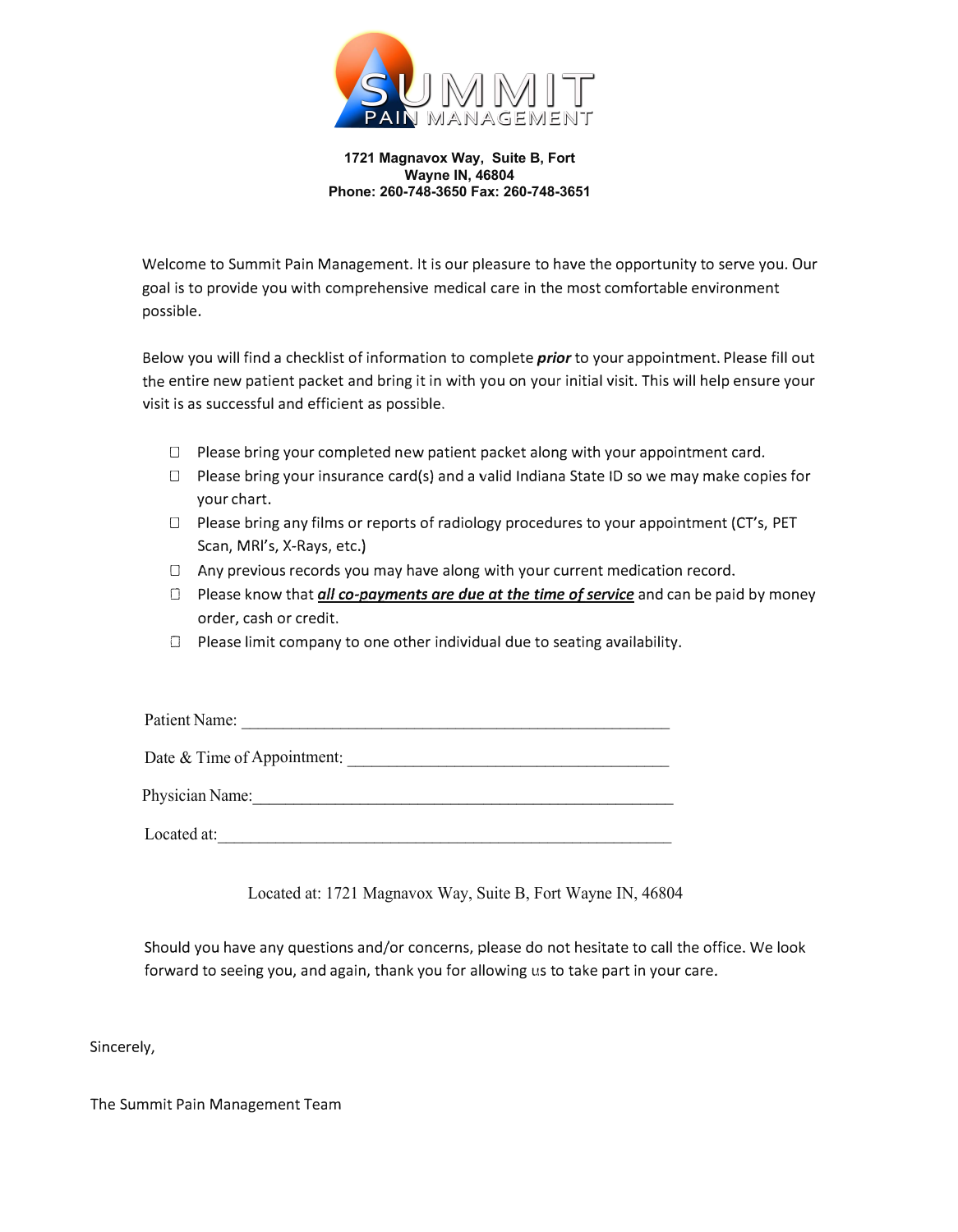# SUMMIT PAIN MANAGEMENT

**1721 Magnavox Way, Suite B, Fort Wayne IN, 46804**
**Phone: 260-748-3650 Fax: 260-748-3651**

Welcome to Summit Pain Management. It is our pleasure to have the opportunity to serve you. Our goal is to provide you with comprehensive medical care in the most comfortable environment possible.

Below you will find a checklist of information to complete ***prior*** to your appointment. Please fill out the entire new patient packet and bring it in with you on your initial visit. This will help ensure your visit is as successful and efficient as possible.

- ☐ Please bring your completed new patient packet along with your appointment card.
- ☐ Please bring your insurance card(s) and a valid Indiana State ID so we may make copies for your chart.
- ☐ Please bring any films or reports of radiology procedures to your appointment (CT's, PET Scan, MRI's, X-Rays, etc.)
- ☐ Any previous records you may have along with your current medication record.
- ☐ Please know that ***all co-payments are due at the time of service*** and can be paid by money order, cash or credit.
- ☐ Please limit company to one other individual due to seating availability.

Patient Name: ____________________________________________

Date & Time of Appointment: ________________________________

Physician Name: __________________________________________

Located at: ______________________________________________

Located at: 1721 Magnavox Way, Suite B, Fort Wayne IN, 46804

Should you have any questions and/or concerns, please do not hesitate to call the office. We look forward to seeing you, and again, thank you for allowing us to take part in your care.

Sincerely,

The Summit Pain Management Team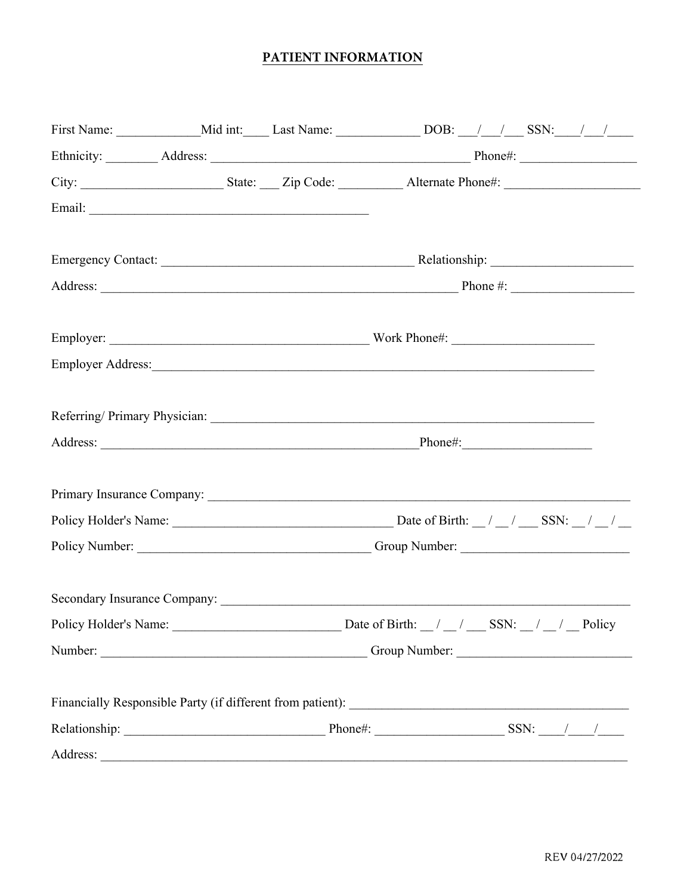# PATIENT INFORMATION

First Name: _____________Mid int:____ Last Name: _____________ DOB: ___/___/___ SSN:____/___/____

Ethnicity: ________ Address: ________________________________________ Phone#: _________________

City: _____________________ State: ___ Zip Code: __________ Alternate Phone#: ____________________

Email: ___________________________________________

Emergency Contact: _______________________________________ Relationship: _____________________

Address: _______________________________________________________ Phone #: __________________

Employer: ________________________________________ Work Phone#: _____________________

Employer Address:______________________________________________________________________

Referring/ Primary Physician: ___________________________________________________________

Address: _________________________________________________Phone#:___________________

Primary Insurance Company: _________________________________________________________________

Policy Holder's Name: _________________________________ Date of Birth: __ / __ / ___ SSN: __ / __ / __

Policy Number: ___________________________________ Group Number: __________________________

Secondary Insurance Company: _______________________________________________________________

Policy Holder's Name: _________________________ Date of Birth: __ / __ / ___ SSN: __ / __ / __ Policy Number: _________________________________________ Group Number: __________________________

Financially Responsible Party (if different from patient): __________________________________________

Relationship: ______________________________ Phone#: ___________________ SSN: ____/____/____

Address: _________________________________________________________________________________

REV 04/27/2022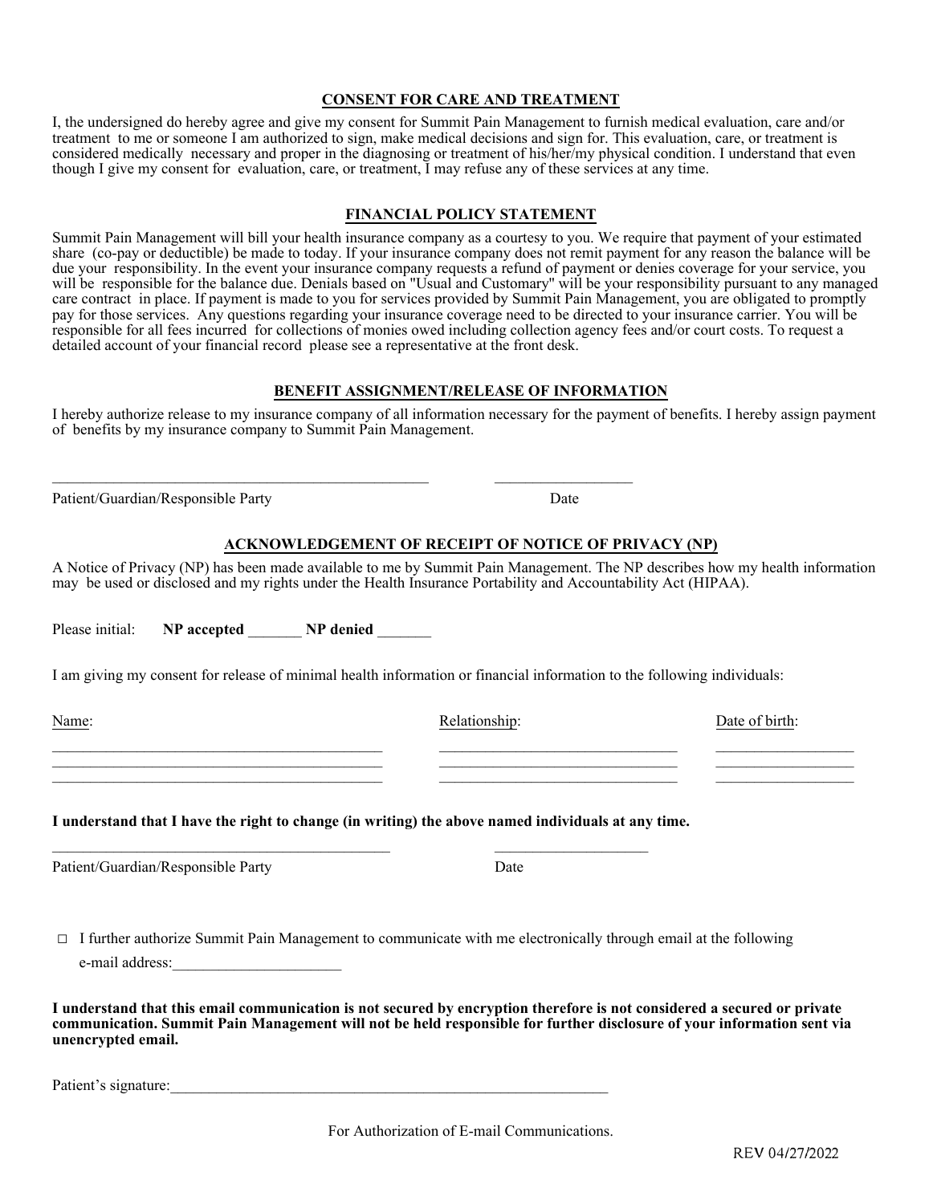## CONSENT FOR CARE AND TREATMENT

I, the undersigned do hereby agree and give my consent for Summit Pain Management to furnish medical evaluation, care and/or treatment to me or someone I am authorized to sign, make medical decisions and sign for. This evaluation, care, or treatment is considered medically necessary and proper in the diagnosing or treatment of his/her/my physical condition. I understand that even though I give my consent for evaluation, care, or treatment, I may refuse any of these services at any time.

## FINANCIAL POLICY STATEMENT

Summit Pain Management will bill your health insurance company as a courtesy to you. We require that payment of your estimated share (co-pay or deductible) be made to today. If your insurance company does not remit payment for any reason the balance will be due your responsibility. In the event your insurance company requests a refund of payment or denies coverage for your service, you will be responsible for the balance due. Denials based on "Usual and Customary" will be your responsibility pursuant to any managed care contract in place. If payment is made to you for services provided by Summit Pain Management, you are obligated to promptly pay for those services. Any questions regarding your insurance coverage need to be directed to your insurance carrier. You will be responsible for all fees incurred for collections of monies owed including collection agency fees and/or court costs. To request a detailed account of your financial record please see a representative at the front desk.

## BENEFIT ASSIGNMENT/RELEASE OF INFORMATION

I hereby authorize release to my insurance company of all information necessary for the payment of benefits. I hereby assign payment of benefits by my insurance company to Summit Pain Management.

_______________________________________________ ________________

Patient/Guardian/Responsible Party Date

## ACKNOWLEDGEMENT OF RECEIPT OF NOTICE OF PRIVACY (NP)

A Notice of Privacy (NP) has been made available to me by Summit Pain Management. The NP describes how my health information may be used or disclosed and my rights under the Health Insurance Portability and Accountability Act (HIPAA).

Please initial: **NP accepted** _______ **NP denied** _______

I am giving my consent for release of minimal health information or financial information to the following individuals:

| Name: | Relationship: | Date of birth: |
|---|---|---|
| | | |
| | | |
| | | |

**I understand that I have the right to change (in writing) the above named individuals at any time.**

_______________________________________________ ________________

Patient/Guardian/Responsible Party Date

□ I further authorize Summit Pain Management to communicate with me electronically through email at the following e-mail address:______________________

**I understand that this email communication is not secured by encryption therefore is not considered a secured or private communication. Summit Pain Management will not be held responsible for further disclosure of your information sent via unencrypted email.**

Patient's signature:____________________________________________________________

For Authorization of E-mail Communications.

REV 04/27/2022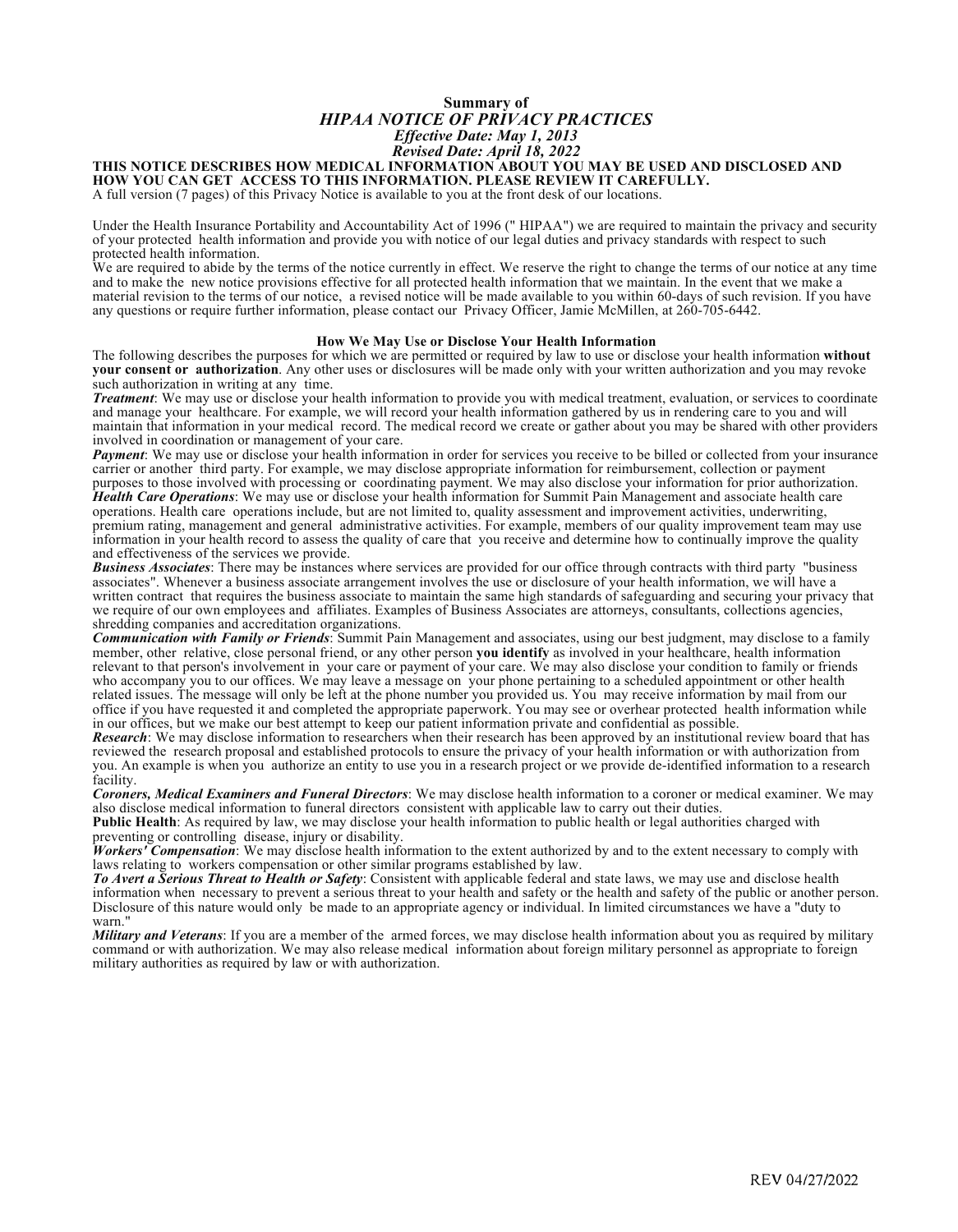## Summary of

### *HIPAA NOTICE OF PRIVACY PRACTICES*

***Effective Date: May 1, 2013***

***Revised Date: April 18, 2022***

**THIS NOTICE DESCRIBES HOW MEDICAL INFORMATION ABOUT YOU MAY BE USED AND DISCLOSED AND HOW YOU CAN GET ACCESS TO THIS INFORMATION. PLEASE REVIEW IT CAREFULLY.**

A full version (7 pages) of this Privacy Notice is available to you at the front desk of our locations.

Under the Health Insurance Portability and Accountability Act of 1996 (" HIPAA") we are required to maintain the privacy and security of your protected health information and provide you with notice of our legal duties and privacy standards with respect to such protected health information.

We are required to abide by the terms of the notice currently in effect. We reserve the right to change the terms of our notice at any time and to make the new notice provisions effective for all protected health information that we maintain. In the event that we make a material revision to the terms of our notice, a revised notice will be made available to you within 60-days of such revision. If you have any questions or require further information, please contact our Privacy Officer, Jamie McMillen, at 260-705-6442.

**How We May Use or Disclose Your Health Information**

The following describes the purposes for which we are permitted or required by law to use or disclose your health information **without your consent or authorization**. Any other uses or disclosures will be made only with your written authorization and you may revoke such authorization in writing at any time.

***Treatment***: We may use or disclose your health information to provide you with medical treatment, evaluation, or services to coordinate and manage your healthcare. For example, we will record your health information gathered by us in rendering care to you and will maintain that information in your medical record. The medical record we create or gather about you may be shared with other providers involved in coordination or management of your care.

***Payment***: We may use or disclose your health information in order for services you receive to be billed or collected from your insurance carrier or another third party. For example, we may disclose appropriate information for reimbursement, collection or payment purposes to those involved with processing or coordinating payment. We may also disclose your information for prior authorization.

***Health Care Operations***: We may use or disclose your health information for Summit Pain Management and associate health care operations. Health care operations include, but are not limited to, quality assessment and improvement activities, underwriting, premium rating, management and general administrative activities. For example, members of our quality improvement team may use information in your health record to assess the quality of care that you receive and determine how to continually improve the quality and effectiveness of the services we provide.

***Business Associates***: There may be instances where services are provided for our office through contracts with third party "business associates". Whenever a business associate arrangement involves the use or disclosure of your health information, we will have a written contract that requires the business associate to maintain the same high standards of safeguarding and securing your privacy that we require of our own employees and affiliates. Examples of Business Associates are attorneys, consultants, collections agencies, shredding companies and accreditation organizations.

***Communication with Family or Friends***: Summit Pain Management and associates, using our best judgment, may disclose to a family member, other relative, close personal friend, or any other person **you identify** as involved in your healthcare, health information relevant to that person's involvement in your care or payment of your care. We may also disclose your condition to family or friends who accompany you to our offices. We may leave a message on your phone pertaining to a scheduled appointment or other health related issues. The message will only be left at the phone number you provided us. You may receive information by mail from our office if you have requested it and completed the appropriate paperwork. You may see or overhear protected health information while in our offices, but we make our best attempt to keep our patient information private and confidential as possible.

***Research***: We may disclose information to researchers when their research has been approved by an institutional review board that has reviewed the research proposal and established protocols to ensure the privacy of your health information or with authorization from you. An example is when you authorize an entity to use you in a research project or we provide de-identified information to a research facility.

***Coroners, Medical Examiners and Funeral Directors***: We may disclose health information to a coroner or medical examiner. We may also disclose medical information to funeral directors consistent with applicable law to carry out their duties.

**Public Health**: As required by law, we may disclose your health information to public health or legal authorities charged with preventing or controlling disease, injury or disability.

***Workers' Compensation***: We may disclose health information to the extent authorized by and to the extent necessary to comply with laws relating to workers compensation or other similar programs established by law.

***To Avert a Serious Threat to Health or Safety***: Consistent with applicable federal and state laws, we may use and disclose health information when necessary to prevent a serious threat to your health and safety or the health and safety of the public or another person. Disclosure of this nature would only be made to an appropriate agency or individual. In limited circumstances we have a "duty to warn."

***Military and Veterans***: If you are a member of the armed forces, we may disclose health information about you as required by military command or with authorization. We may also release medical information about foreign military personnel as appropriate to foreign military authorities as required by law or with authorization.

REV 04/27/2022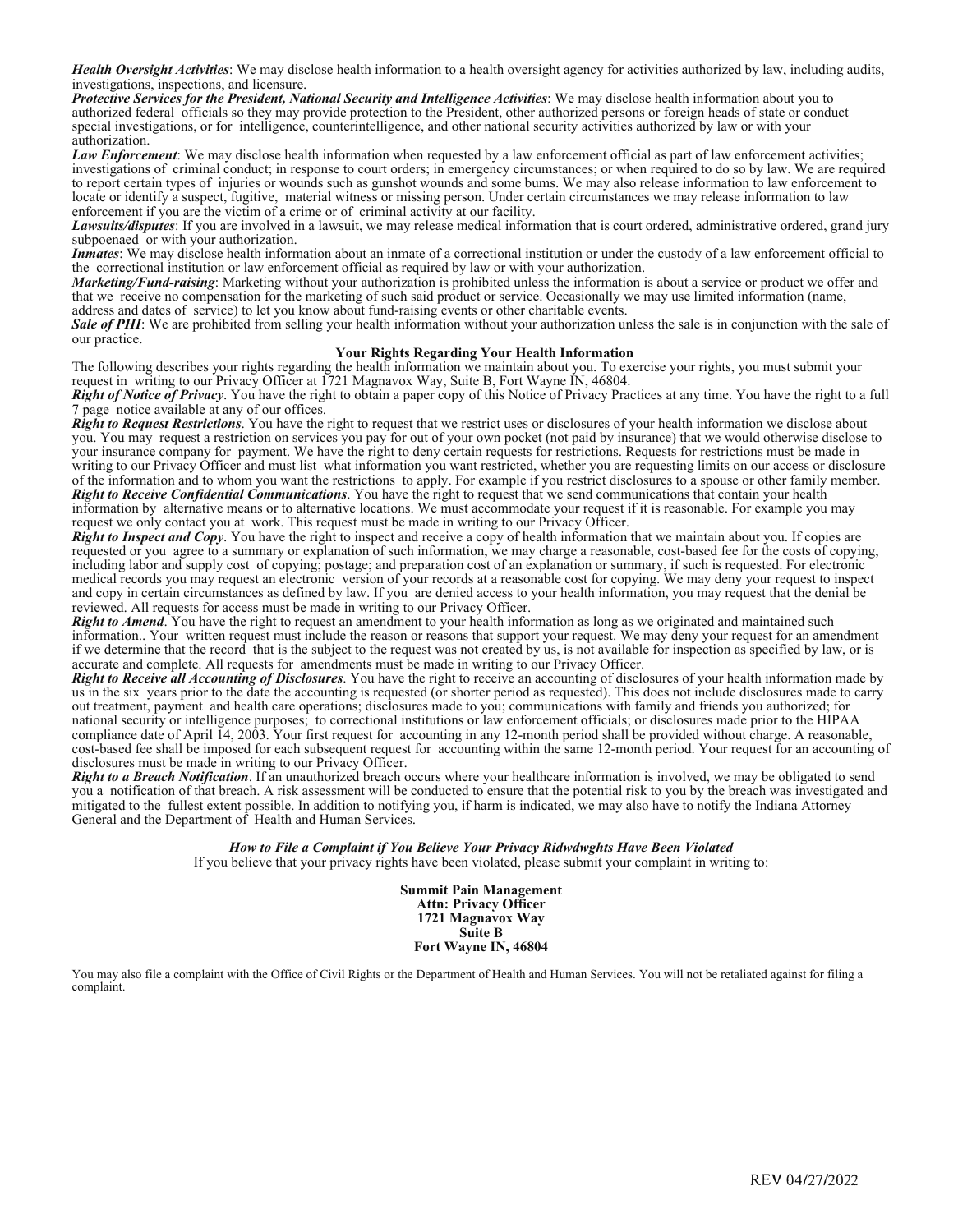***Health Oversight Activities***: We may disclose health information to a health oversight agency for activities authorized by law, including audits, investigations, inspections, and licensure.

***Protective Services for the President, National Security and Intelligence Activities***: We may disclose health information about you to authorized federal officials so they may provide protection to the President, other authorized persons or foreign heads of state or conduct special investigations, or for intelligence, counterintelligence, and other national security activities authorized by law or with your authorization.

***Law Enforcement***: We may disclose health information when requested by a law enforcement official as part of law enforcement activities; investigations of criminal conduct; in response to court orders; in emergency circumstances; or when required to do so by law. We are required to report certain types of injuries or wounds such as gunshot wounds and some bums. We may also release information to law enforcement to locate or identify a suspect, fugitive, material witness or missing person. Under certain circumstances we may release information to law enforcement if you are the victim of a crime or of criminal activity at our facility.

***Lawsuits/disputes***: If you are involved in a lawsuit, we may release medical information that is court ordered, administrative ordered, grand jury subpoenaed or with your authorization.

***Inmates***: We may disclose health information about an inmate of a correctional institution or under the custody of a law enforcement official to the correctional institution or law enforcement official as required by law or with your authorization.

***Marketing/Fund-raising***: Marketing without your authorization is prohibited unless the information is about a service or product we offer and that we receive no compensation for the marketing of such said product or service. Occasionally we may use limited information (name, address and dates of service) to let you know about fund-raising events or other charitable events.

***Sale of PHI***: We are prohibited from selling your health information without your authorization unless the sale is in conjunction with the sale of our practice.

**Your Rights Regarding Your Health Information**

The following describes your rights regarding the health information we maintain about you. To exercise your rights, you must submit your request in writing to our Privacy Officer at 1721 Magnavox Way, Suite B, Fort Wayne IN, 46804.

***Right of Notice of Privacy***. You have the right to obtain a paper copy of this Notice of Privacy Practices at any time. You have the right to a full 7 page notice available at any of our offices.

***Right to Request Restrictions***. You have the right to request that we restrict uses or disclosures of your health information we disclose about you. You may request a restriction on services you pay for out of your own pocket (not paid by insurance) that we would otherwise disclose to your insurance company for payment. We have the right to deny certain requests for restrictions. Requests for restrictions must be made in writing to our Privacy Officer and must list what information you want restricted, whether you are requesting limits on our access or disclosure of the information and to whom you want the restrictions to apply. For example if you restrict disclosures to a spouse or other family member.

***Right to Receive Confidential Communications***. You have the right to request that we send communications that contain your health information by alternative means or to alternative locations. We must accommodate your request if it is reasonable. For example you may request we only contact you at work. This request must be made in writing to our Privacy Officer.

***Right to Inspect and Copy***. You have the right to inspect and receive a copy of health information that we maintain about you. If copies are requested or you agree to a summary or explanation of such information, we may charge a reasonable, cost-based fee for the costs of copying, including labor and supply cost of copying; postage; and preparation cost of an explanation or summary, if such is requested. For electronic medical records you may request an electronic version of your records at a reasonable cost for copying. We may deny your request to inspect and copy in certain circumstances as defined by law. If you are denied access to your health information, you may request that the denial be reviewed. All requests for access must be made in writing to our Privacy Officer.

***Right to Amend***. You have the right to request an amendment to your health information as long as we originated and maintained such information.. Your written request must include the reason or reasons that support your request. We may deny your request for an amendment if we determine that the record that is the subject to the request was not created by us, is not available for inspection as specified by law, or is accurate and complete. All requests for amendments must be made in writing to our Privacy Officer.

***Right to Receive all Accounting of Disclosures***. You have the right to receive an accounting of disclosures of your health information made by us in the six years prior to the date the accounting is requested (or shorter period as requested). This does not include disclosures made to carry out treatment, payment and health care operations; disclosures made to you; communications with family and friends you authorized; for national security or intelligence purposes; to correctional institutions or law enforcement officials; or disclosures made prior to the HIPAA compliance date of April 14, 2003. Your first request for accounting in any 12-month period shall be provided without charge. A reasonable, cost-based fee shall be imposed for each subsequent request for accounting within the same 12-month period. Your request for an accounting of disclosures must be made in writing to our Privacy Officer.

***Right to a Breach Notification***. If an unauthorized breach occurs where your healthcare information is involved, we may be obligated to send you a notification of that breach. A risk assessment will be conducted to ensure that the potential risk to you by the breach was investigated and mitigated to the fullest extent possible. In addition to notifying you, if harm is indicated, we may also have to notify the Indiana Attorney General and the Department of Health and Human Services.

***How to File a Complaint if You Believe Your Privacy Ridwdwghts Have Been Violated***

If you believe that your privacy rights have been violated, please submit your complaint in writing to:

**Summit Pain Management**
**Attn: Privacy Officer**
**1721 Magnavox Way**
**Suite B**
**Fort Wayne IN, 46804**

You may also file a complaint with the Office of Civil Rights or the Department of Health and Human Services. You will not be retaliated against for filing a complaint.

REV 04/27/2022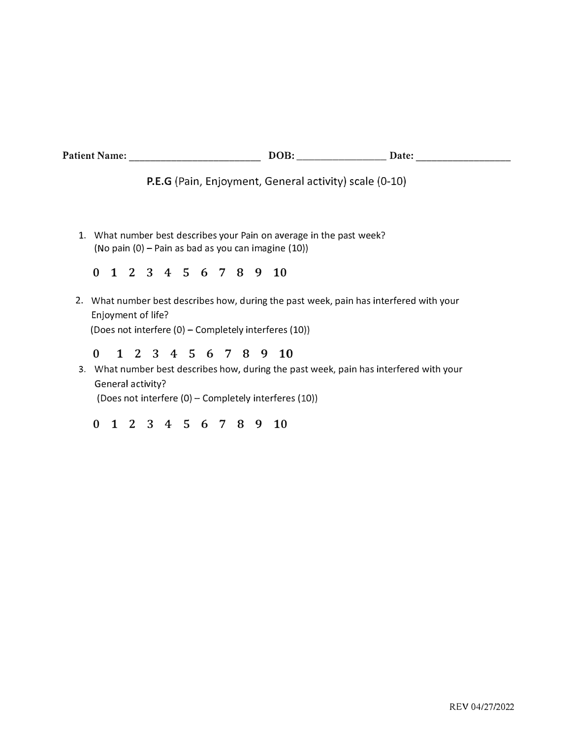**Patient Name:** \_\_\_\_\_\_\_\_\_\_\_\_\_\_\_\_\_\_\_\_\_\_\_\_\_\_ **DOB:** \_\_\_\_\_\_\_\_\_\_\_\_\_\_\_\_\_\_ **Date:** \_\_\_\_\_\_\_\_\_\_\_\_\_\_\_\_\_\_\_

## **P.E.G** (Pain, Enjoyment, General activity) scale (0-10)

1. What number best describes your Pain on average in the past week?
   (No pain (0) – Pain as bad as you can imagine (10))

   **0 1 2 3 4 5 6 7 8 9 10**

2. What number best describes how, during the past week, pain has interfered with your Enjoyment of life?
   (Does not interfere (0) – Completely interferes (10))

   **0 1 2 3 4 5 6 7 8 9 10**

3. What number best describes how, during the past week, pain has interfered with your General activity?
   (Does not interfere (0) – Completely interferes (10))

   **0 1 2 3 4 5 6 7 8 9 10**

REV 04/27/2022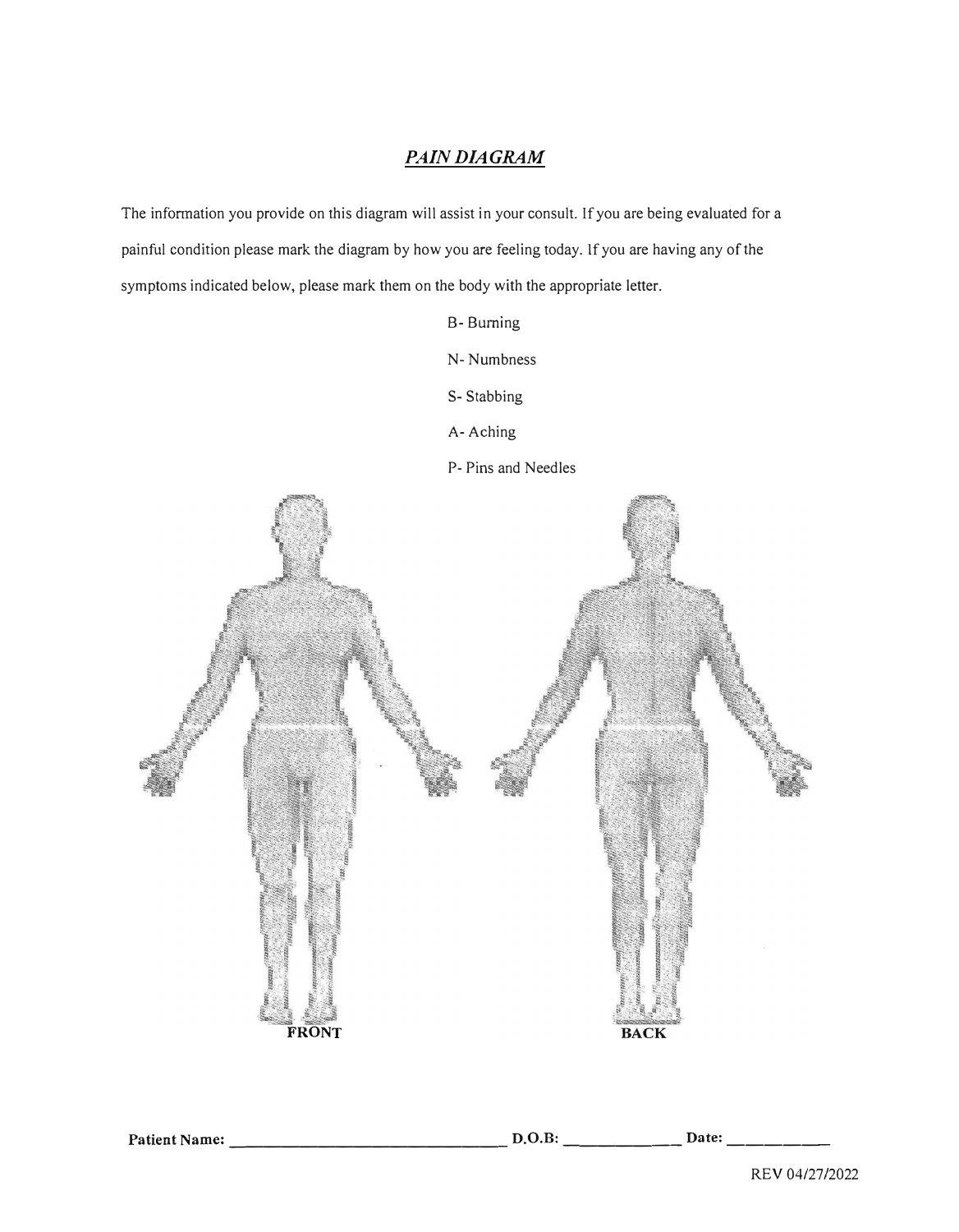# ***PAIN DIAGRAM***

The information you provide on this diagram will assist in your consult. If you are being evaluated for a painful condition please mark the diagram by how you are feeling today. If you are having any of the symptoms indicated below, please mark them on the body with the appropriate letter.

B- Burning

N- Numbness

S- Stabbing

A- Aching

P- Pins and Needles

**FRONT**

**BACK**

**Patient Name:** ______________________ **D.O.B:** ____________ **Date:** ___________

REV 04/27/2022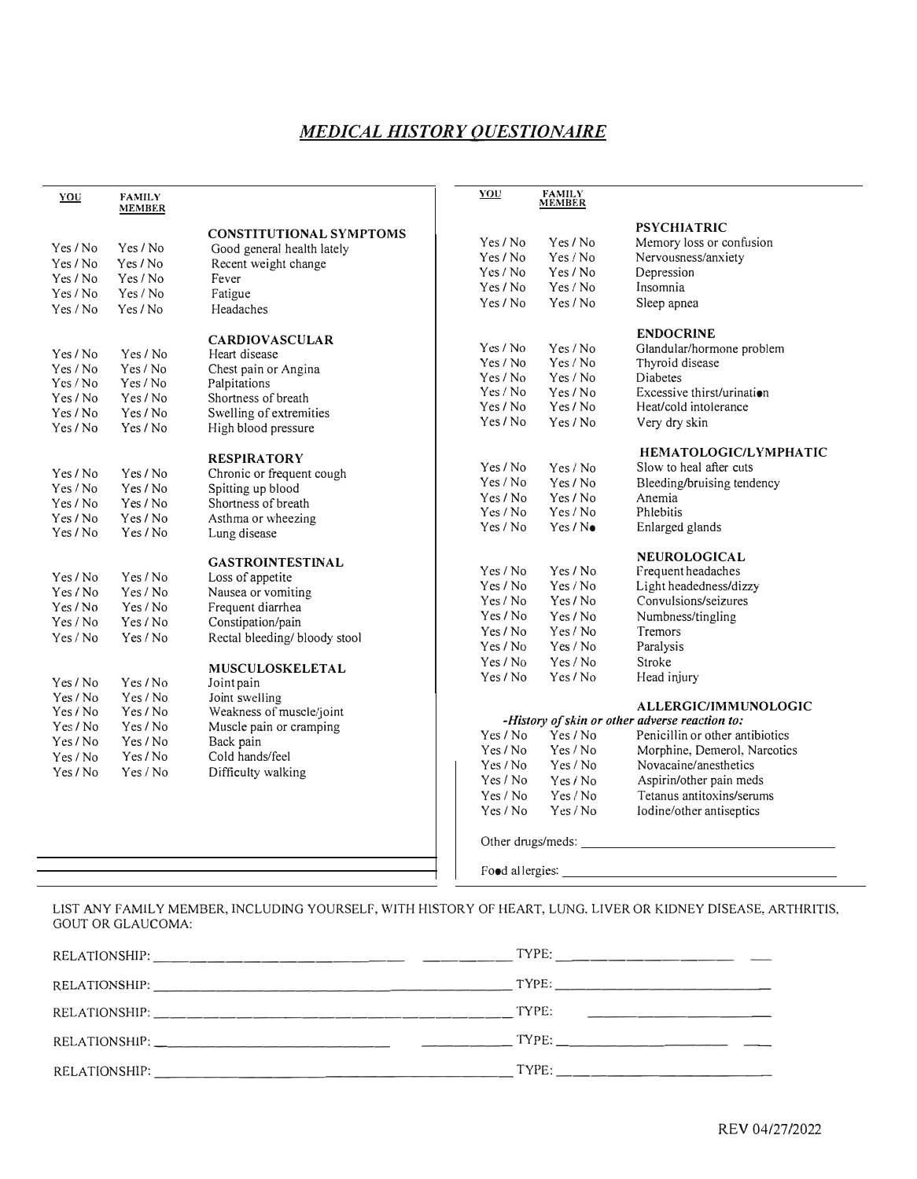# *MEDICAL HISTORY QUESTIONAIRE*

| YOU | FAMILY MEMBER | |
|---|---|---|
| | | **CONSTITUTIONAL SYMPTOMS** |
| Yes / No | Yes / No | Good general health lately |
| Yes / No | Yes / No | Recent weight change |
| Yes / No | Yes / No | Fever |
| Yes / No | Yes / No | Fatigue |
| Yes / No | Yes / No | Headaches |
| | | **CARDIOVASCULAR** |
| Yes / No | Yes / No | Heart disease |
| Yes / No | Yes / No | Chest pain or Angina |
| Yes / No | Yes / No | Palpitations |
| Yes / No | Yes / No | Shortness of breath |
| Yes / No | Yes / No | Swelling of extremities |
| Yes / No | Yes / No | High blood pressure |
| | | **RESPIRATORY** |
| Yes / No | Yes / No | Chronic or frequent cough |
| Yes / No | Yes / No | Spitting up blood |
| Yes / No | Yes / No | Shortness of breath |
| Yes / No | Yes / No | Asthma or wheezing |
| Yes / No | Yes / No | Lung disease |
| | | **GASTROINTESTINAL** |
| Yes / No | Yes / No | Loss of appetite |
| Yes / No | Yes / No | Nausea or vomiting |
| Yes / No | Yes / No | Frequent diarrhea |
| Yes / No | Yes / No | Constipation/pain |
| Yes / No | Yes / No | Rectal bleeding/ bloody stool |
| | | **MUSCULOSKELETAL** |
| Yes / No | Yes / No | Joint pain |
| Yes / No | Yes / No | Joint swelling |
| Yes / No | Yes / No | Weakness of muscle/joint |
| Yes / No | Yes / No | Muscle pain or cramping |
| Yes / No | Yes / No | Back pain |
| Yes / No | Yes / No | Cold hands/feel |
| Yes / No | Yes / No | Difficulty walking |

| YOU | FAMILY MEMBER | |
|---|---|---|
| | | **PSYCHIATRIC** |
| Yes / No | Yes / No | Memory loss or confusion |
| Yes / No | Yes / No | Nervousness/anxiety |
| Yes / No | Yes / No | Depression |
| Yes / No | Yes / No | Insomnia |
| Yes / No | Yes / No | Sleep apnea |
| | | **ENDOCRINE** |
| Yes / No | Yes / No | Glandular/hormone problem |
| Yes / No | Yes / No | Thyroid disease |
| Yes / No | Yes / No | Diabetes |
| Yes / No | Yes / No | Excessive thirst/urination |
| Yes / No | Yes / No | Heat/cold intolerance |
| Yes / No | Yes / No | Very dry skin |
| | | **HEMATOLOGIC/LYMPHATIC** |
| Yes / No | Yes / No | Slow to heal after cuts |
| Yes / No | Yes / No | Bleeding/bruising tendency |
| Yes / No | Yes / No | Anemia |
| Yes / No | Yes / No | Phlebitis |
| Yes / No | Yes / No | Enlarged glands |
| | | **NEUROLOGICAL** |
| Yes / No | Yes / No | Frequent headaches |
| Yes / No | Yes / No | Light headedness/dizzy |
| Yes / No | Yes / No | Convulsions/seizures |
| Yes / No | Yes / No | Numbness/tingling |
| Yes / No | Yes / No | Tremors |
| Yes / No | Yes / No | Paralysis |
| Yes / No | Yes / No | Stroke |
| Yes / No | Yes / No | Head injury |
| | | **ALLERGIC/IMMUNOLOGIC** |
| | | ***-History of skin or other adverse reaction to:*** |
| Yes / No | Yes / No | Penicillin or other antibiotics |
| Yes / No | Yes / No | Morphine, Demerol, Narcotics |
| Yes / No | Yes / No | Novacaine/anesthetics |
| Yes / No | Yes / No | Aspirin/other pain meds |
| Yes / No | Yes / No | Tetanus antitoxins/serums |
| Yes / No | Yes / No | Iodine/other antiseptics |

Other drugs/meds: ______________________________

Food allergies: ______________________________

LIST ANY FAMILY MEMBER, INCLUDING YOURSELF, WITH HISTORY OF HEART, LUNG, LIVER OR KIDNEY DISEASE, ARTHRITIS, GOUT OR GLAUCOMA:

RELATIONSHIP: ______________________________ TYPE: ______________________________

RELATIONSHIP: ______________________________ TYPE: ______________________________

RELATIONSHIP: ______________________________ TYPE: ______________________________

RELATIONSHIP: ______________________________ TYPE: ______________________________

RELATIONSHIP: ______________________________ TYPE: ______________________________

REV 04/27/2022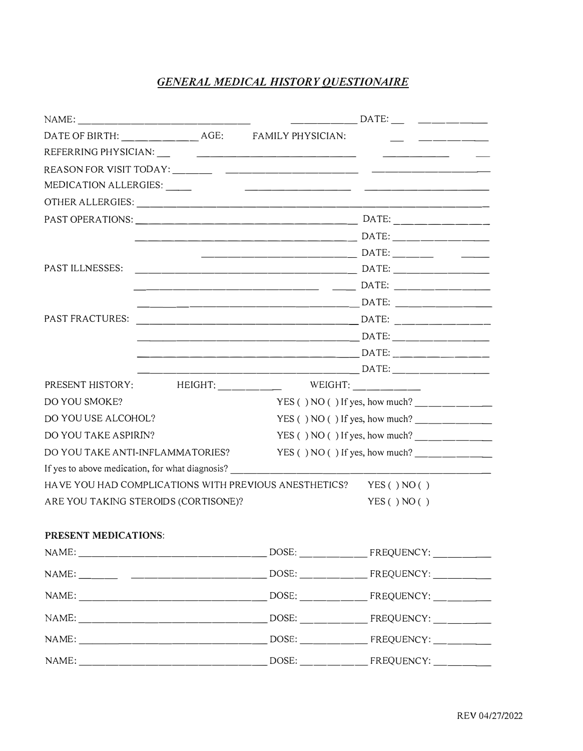# *GENERAL MEDICAL HISTORY QUESTIONAIRE*

NAME: ______________________________ ____________ DATE: ___ ____________

DATE OF BIRTH: ______________ AGE: FAMILY PHYSICIAN: __ ____________

REFERRING PHYSICIAN: __ ____________________________ ____________ __

REASON FOR VISIT TODAY: _______ ________________________ ____________________

MEDICATION ALLERGIES: _____ __________________ ______________________

OTHER ALLERGIES: ____________________________________________________________

PAST OPERATIONS: ______________________________________ DATE: ________________

______________________________________ DATE: ________________

____________________________ DATE: _______ _____

PAST ILLNESSES: ______________________________________ DATE: ________________

______________________________ ____ DATE: ________________

______________________________________ DATE: ________________

PAST FRACTURES: ______________________________________ DATE: ________________

______________________________________ DATE: ________________

______________________________________ DATE: ________________

______________________________________ DATE: ________________

PRESENT HISTORY: HEIGHT: ___________ WEIGHT: ___________

DO YOU SMOKE? YES ( ) NO ( ) If yes, how much? ______________

DO YOU USE ALCOHOL? YES ( ) NO ( ) If yes, how much? ______________

DO YOU TAKE ASPIRIN? YES ( ) NO ( ) If yes, how much? ______________

DO YOU TAKE ANTI-INFLAMMATORIES? YES ( ) NO ( ) If yes, how much? ______________

If yes to above medication, for what diagnosis? ______________________________________

HAVE YOU HAD COMPLICATIONS WITH PREVIOUS ANESTHETICS? YES ( ) NO ( )

ARE YOU TAKING STEROIDS (CORTISONE)? YES ( ) NO ( )

**PRESENT MEDICATIONS**:

NAME: ________________________________ DOSE: ___________ FREQUENCY: __________

NAME: _______ ________________________ DOSE: ___________ FREQUENCY: __________

NAME: ________________________________ DOSE: ___________ FREQUENCY: __________

NAME: ________________________________ DOSE: ___________ FREQUENCY: __________

NAME: ________________________________ DOSE: ___________ FREQUENCY: __________

NAME: ________________________________ DOSE: ___________ FREQUENCY: __________

REV 04/27/2022